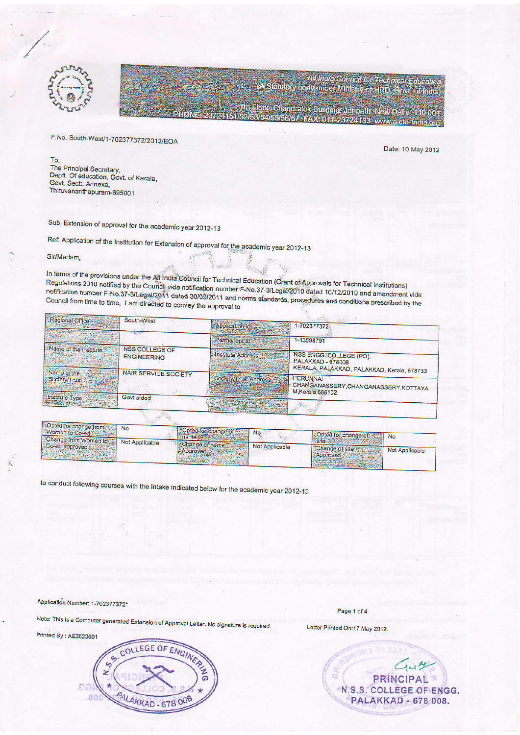All India Council for Technical Education
(A Statutory body under Ministry of HRD, Govt. of India)
7th Floor, Chandralok Building, Janpath, New Delhi - 110 001
PHONE: 23724151/52/53/54/55/56/57 FAX: 011-23724183 www.aicte-india.org

F.No. South-West/1-702377372/2012/EOA

Date: 10 May 2012

To,
The Principal Secretary,
Deptt. Of education, Govt. of Kerala,
Govt. Sectt. Annexe,
Thiruvananthapuram-695001

Sub: Extension of approval for the academic year 2012-13

Ref: Application of the Institution for Extension of approval for the academic year 2012-13

Sir/Madam,

In terms of the provisions under the All India Council for Technical Education (Grant of Approvals for Technical Institutions) Regulations 2010 notified by the Council vide notification number F-No.37-3/Legal/2010 dated 10/12/2010 and amendment vide notification number F-No.37-3/Legal/2011 dated 30/09/2011 and norms standards, procedures and conditions prescribed by the Council from time to time, I am directed to convey the approval to

| Regional Office | South-West | Application Id | 1-702377372 |
|---|---|---|---|
| | | Permanent Id | 1-13598791 |
| Name of the Institute | NSS COLLEGE OF ENGINEERING | Institute Address | NSS ENGG. COLLEGE (PO). PALAKKAD - 678008 KERALA, PALAKKAD, PALAKKAD, Kerala, 678733 |
| Name of the Society/Trust | NAIR SERVICE SOCIETY | Society/Trust Address | PERUNNA CHANGANASSERY,CHANGANASSERY,KOTTAYA M,Kerala,686102 |
| Institute Type | Govt aided | | |

| Opted for change from Women to Co-ed | No | Opted for change of name | No | Opted for change of site | No |
|---|---|---|---|---|---|
| Change from Women to Co-ed approved | Not Applicable | Change of name Approved | Not Applicable | Change of site Approved | Not Applicable |

to conduct following courses with the intake indicated below for the academic year 2012-13

Application Number: 1-702377372*

Note: This is a Computer generated Extension of Approval Letter. No signature is required.

Printed By : AE3623601

Letter Printed On:17 May 2012.

N.S.S. COLLEGE OF ENGINEERING PALAKKAD - 678 008

PRINCIPAL
N.S.S. COLLEGE OF ENGG.
PALAKKAD - 678 008.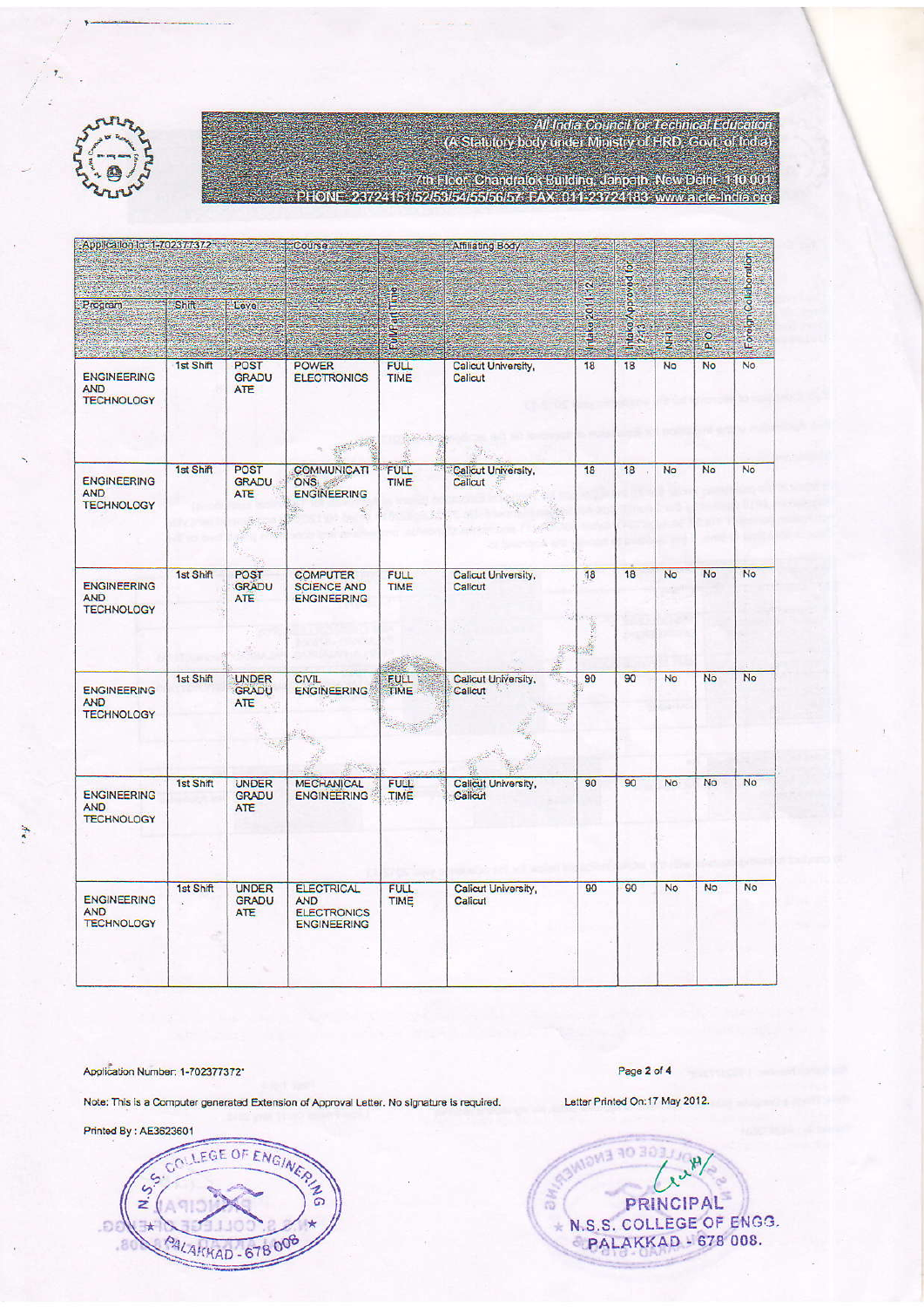All India Council for Technical Education
(A Statutory body under Ministry of HRD, Govt. of India)
7th Floor, Chandralok Building, Janpath, New Delhi- 110 001
PHONE: 23724151/52/53/54/55/56/57 FAX: 011-23724183 www.aicte-india.org

| Application Id: 1-702377372 | | | Course | | Affiliating Body | | | | | |
|---|---|---|---|---|---|---|---|---|---|---|
| Program | Shift | Level | | Full/Part Time | | Intake 2011-12 | Intake Approved for 12-13 | NRI | PIO | Foreign Collaboration |
| ENGINEERING AND TECHNOLOGY | 1st Shift | POST GRADUATE | POWER ELECTRONICS | FULL TIME | Calicut University, Calicut | 18 | 18 | No | No | No |
| ENGINEERING AND TECHNOLOGY | 1st Shift | POST GRADUATE | COMMUNICATIONS ENGINEERING | FULL TIME | Calicut University, Calicut | 18 | 18 | No | No | No |
| ENGINEERING AND TECHNOLOGY | 1st Shift | POST GRADUATE | COMPUTER SCIENCE AND ENGINEERING | FULL TIME | Calicut University, Calicut | 18 | 18 | No | No | No |
| ENGINEERING AND TECHNOLOGY | 1st Shift | UNDER GRADUATE | CIVIL ENGINEERING | FULL TIME | Calicut University, Calicut | 90 | 90 | No | No | No |
| ENGINEERING AND TECHNOLOGY | 1st Shift | UNDER GRADUATE | MECHANICAL ENGINEERING | FULL TIME | Calicut University, Calicut | 90 | 90 | No | No | No |
| ENGINEERING AND TECHNOLOGY | 1st Shift | UNDER GRADUATE | ELECTRICAL AND ELECTRONICS ENGINEERING | FULL TIME | Calicut University, Calicut | 90 | 90 | No | No | No |

Application Number: 1-702377372*

Note: This is a Computer generated Extension of Approval Letter. No signature is required.

Letter Printed On:17 May 2012.

Printed By : AE3623601

N.S.S. COLLEGE OF ENGINEERING, PALAKKAD - 678 008

PRINCIPAL
N.S.S. COLLEGE OF ENGG.
PALAKKAD - 678 008.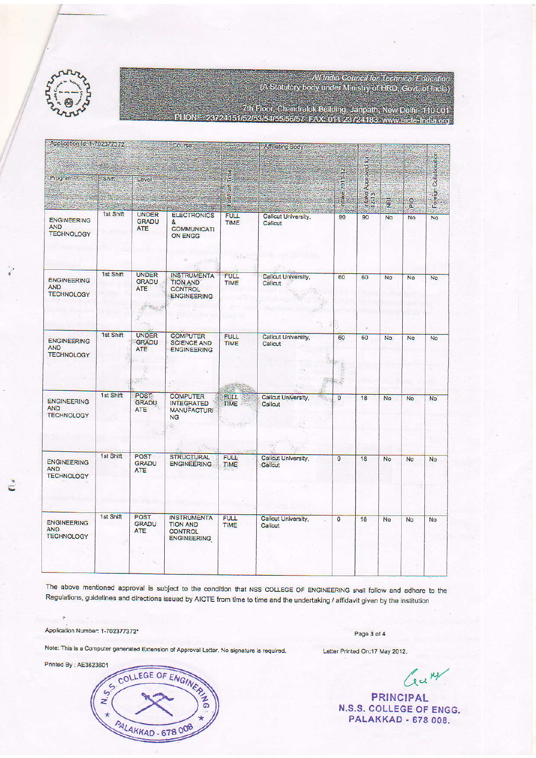All India Council for Technical Education
(A Statutory body under Ministry of HRD, Govt. of India)

7th Floor, Chandralok Building, Janpath, New Delhi- 110 001
PHONE: 23724151/52/53/54/55/56/57 FAX: 011-23724183 www.aicte-India.org

| Application Id: 1-702377372 | | | Course | | Affiliating Body | | | | | |
|---|---|---|---|---|---|---|---|---|---|---|
| Program | Shift | Level | | Full/Part Time | | Intake 2011-12 | Intake Approved for 12-13 | NRI | PIO | Foreign Collaboration |
| ENGINEERING AND TECHNOLOGY | 1st Shift | UNDER GRADUATE | ELECTRONICS & COMMUNICATION ENGG | FULL TIME | Calicut University, Calicut | 90 | 90 | No | No | No |
| ENGINEERING AND TECHNOLOGY | 1st Shift | UNDER GRADUATE | INSTRUMENTATION AND CONTROL ENGINEERING | FULL TIME | Calicut University, Calicut | 60 | 60 | No | No | No |
| ENGINEERING AND TECHNOLOGY | 1st Shift | UNDER GRADUATE | COMPUTER SCIENCE AND ENGINEERING | FULL TIME | Calicut University, Calicut | 60 | 60 | No | No | No |
| ENGINEERING AND TECHNOLOGY | 1st Shift | POST GRADUATE | COMPUTER INTEGRATED MANUFACTURING | FULL TIME | Calicut University, Calicut | 0 | 18 | No | No | No |
| ENGINEERING AND TECHNOLOGY | 1st Shift | POST GRADUATE | STRUCTURAL ENGINEERING | FULL TIME | Calicut University, Calicut | 0 | 18 | No | No | No |
| ENGINEERING AND TECHNOLOGY | 1st Shift | POST GRADUATE | INSTRUMENTATION AND CONTROL ENGINEERING | FULL TIME | Calicut University, Calicut | 0 | 18 | No | No | No |

The above mentioned approval is subject to the condition that NSS COLLEGE OF ENGINEERING shall follow and adhere to the Regulations, guidelines and directions issued by AICTE from time to time and the undertaking / affidavit given by the institution

Application Number: 1-702377372*

Note: This is a Computer generated Extension of Approval Letter. No signature is required.

Letter Printed On:17 May 2012.

Printed By : AE3623601

N.S.S. COLLEGE OF ENGINEERING PALAKKAD - 678 008

PRINCIPAL
N.S.S. COLLEGE OF ENGG.
PALAKKAD - 678 008.